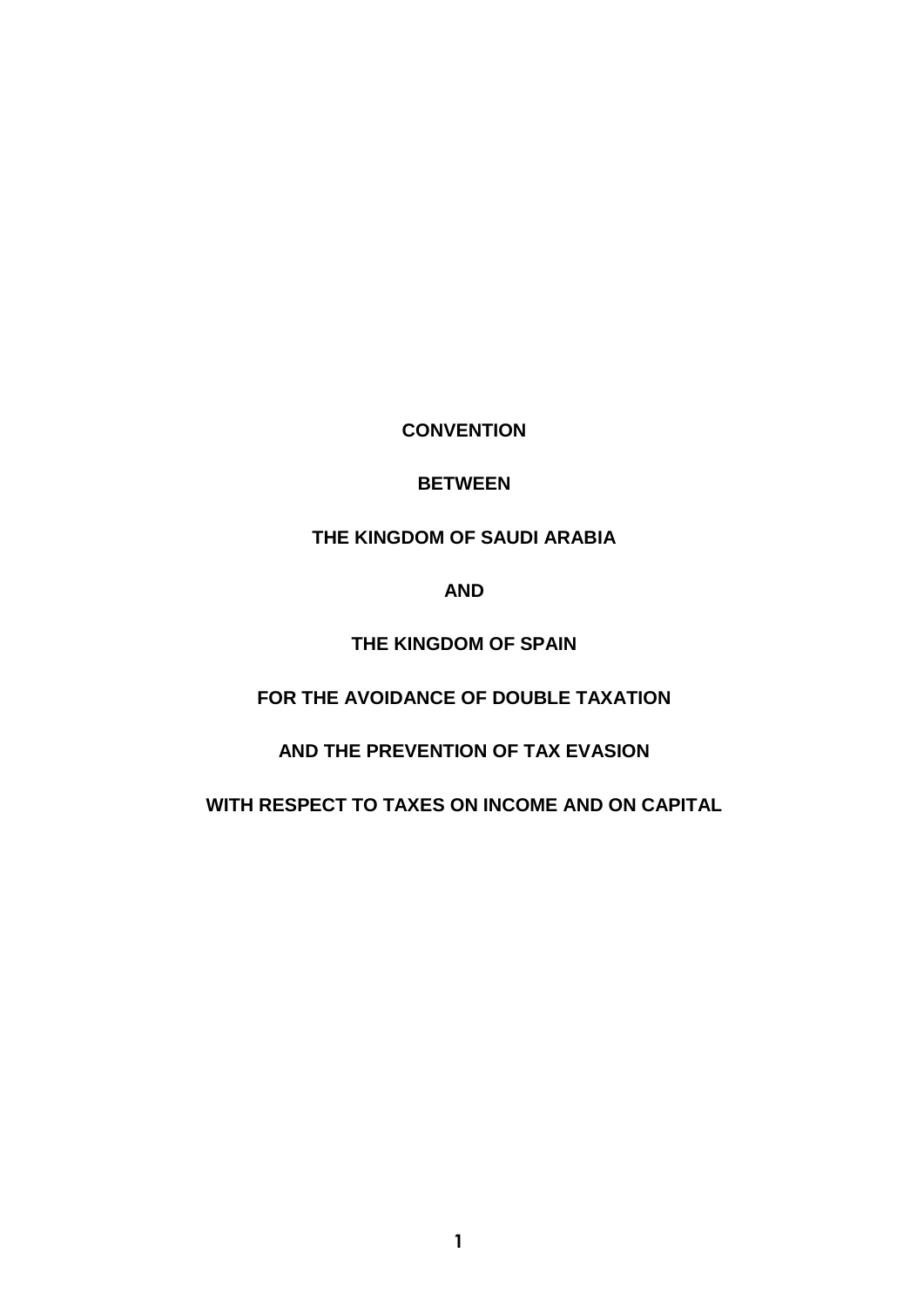**CONVENTION**

**BETWEEN**

**THE KINGDOM OF SAUDI ARABIA**

**AND**

**THE KINGDOM OF SPAIN**

**FOR THE AVOIDANCE OF DOUBLE TAXATION**

**AND THE PREVENTION OF TAX EVASION**

**WITH RESPECT TO TAXES ON INCOME AND ON CAPITAL**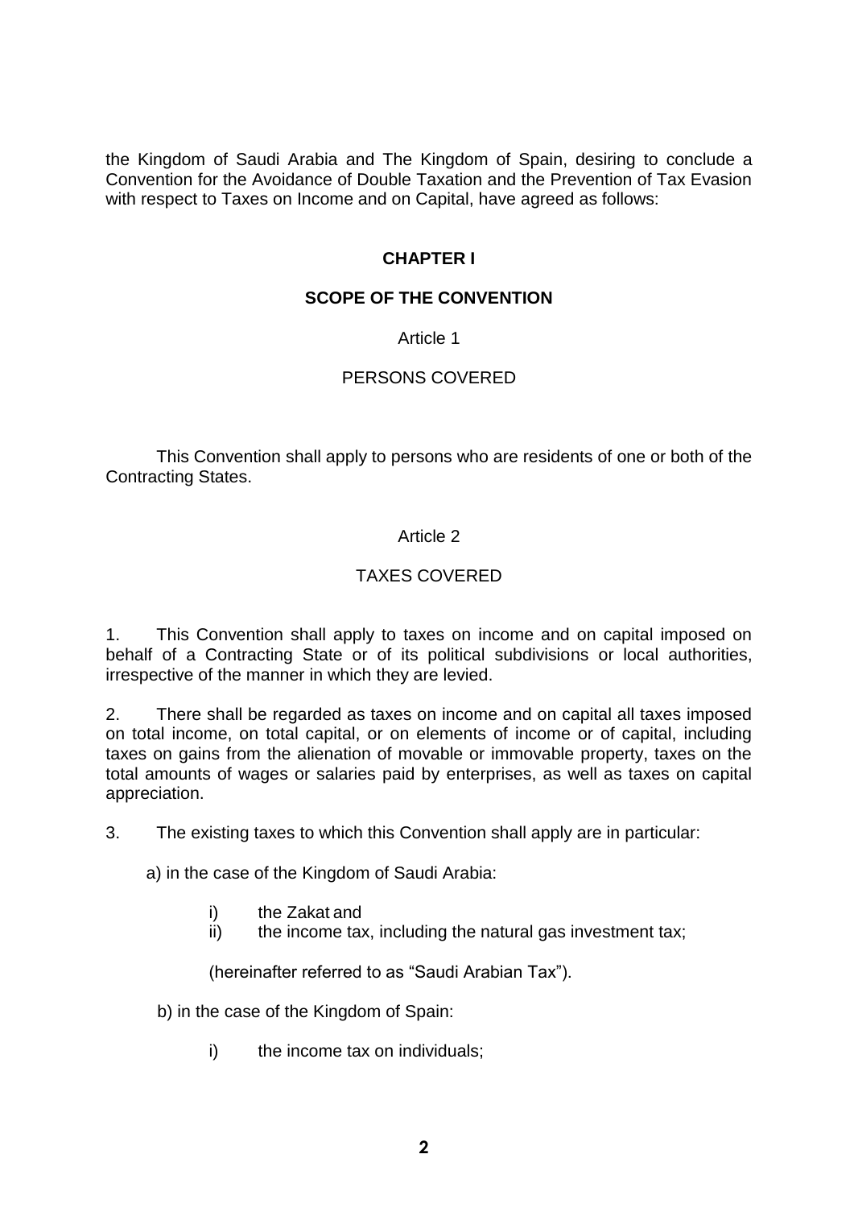the Kingdom of Saudi Arabia and The Kingdom of Spain, desiring to conclude a Convention for the Avoidance of Double Taxation and the Prevention of Tax Evasion with respect to Taxes on Income and on Capital, have agreed as follows:

## CHAPTER I

## SCOPE OF THE CONVENTION

### Article 1

### PERSONS COVERED

This Convention shall apply to persons who are residents of one or both of the Contracting States.

### Article 2

### TAXES COVERED

1. This Convention shall apply to taxes on income and on capital imposed on behalf of a Contracting State or of its political subdivisions or local authorities, irrespective of the manner in which they are levied.

2. There shall be regarded as taxes on income and on capital all taxes imposed on total income, on total capital, or on elements of income or of capital, including taxes on gains from the alienation of movable or immovable property, taxes on the total amounts of wages or salaries paid by enterprises, as well as taxes on capital appreciation.

3. The existing taxes to which this Convention shall apply are in particular:

a) in the case of the Kingdom of Saudi Arabia:

i) the Zakat and
ii) the income tax, including the natural gas investment tax;

(hereinafter referred to as "Saudi Arabian Tax").

b) in the case of the Kingdom of Spain:

i) the income tax on individuals;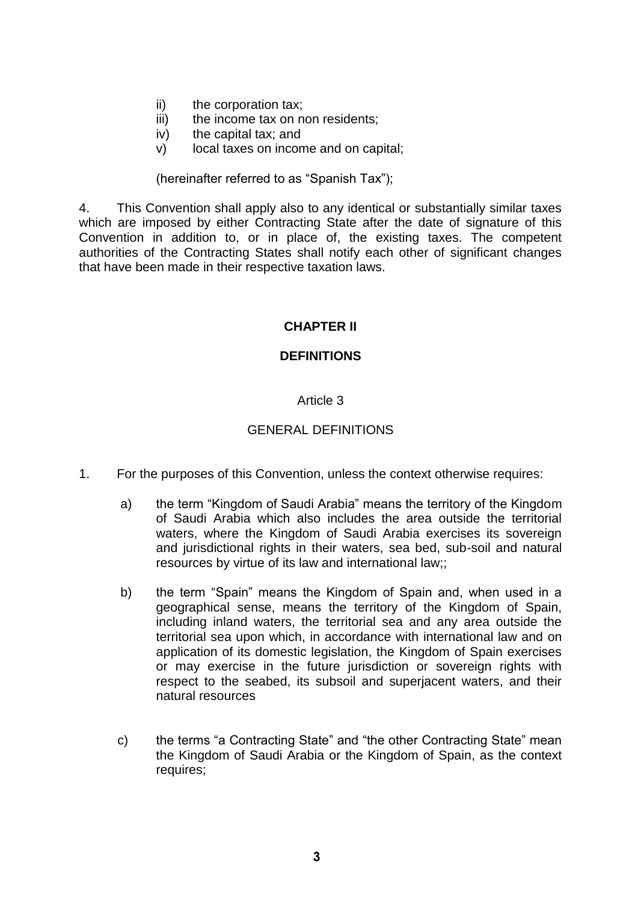ii) the corporation tax;
iii) the income tax on non residents;
iv) the capital tax; and
v) local taxes on income and on capital;

(hereinafter referred to as "Spanish Tax");

4. This Convention shall apply also to any identical or substantially similar taxes which are imposed by either Contracting State after the date of signature of this Convention in addition to, or in place of, the existing taxes. The competent authorities of the Contracting States shall notify each other of significant changes that have been made in their respective taxation laws.

## CHAPTER II

## DEFINITIONS

### Article 3

### GENERAL DEFINITIONS

1. For the purposes of this Convention, unless the context otherwise requires:

   a) the term "Kingdom of Saudi Arabia" means the territory of the Kingdom of Saudi Arabia which also includes the area outside the territorial waters, where the Kingdom of Saudi Arabia exercises its sovereign and jurisdictional rights in their waters, sea bed, sub-soil and natural resources by virtue of its law and international law;;

   b) the term "Spain" means the Kingdom of Spain and, when used in a geographical sense, means the territory of the Kingdom of Spain, including inland waters, the territorial sea and any area outside the territorial sea upon which, in accordance with international law and on application of its domestic legislation, the Kingdom of Spain exercises or may exercise in the future jurisdiction or sovereign rights with respect to the seabed, its subsoil and superjacent waters, and their natural resources

   c) the terms "a Contracting State" and "the other Contracting State" mean the Kingdom of Saudi Arabia or the Kingdom of Spain, as the context requires;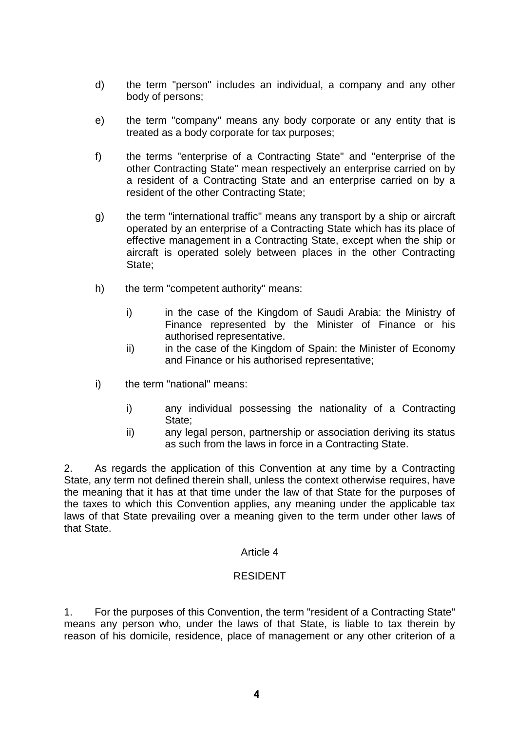d) the term "person" includes an individual, a company and any other body of persons;

e) the term "company" means any body corporate or any entity that is treated as a body corporate for tax purposes;

f) the terms "enterprise of a Contracting State" and "enterprise of the other Contracting State" mean respectively an enterprise carried on by a resident of a Contracting State and an enterprise carried on by a resident of the other Contracting State;

g) the term "international traffic" means any transport by a ship or aircraft operated by an enterprise of a Contracting State which has its place of effective management in a Contracting State, except when the ship or aircraft is operated solely between places in the other Contracting State;

h) the term "competent authority" means:

   i) in the case of the Kingdom of Saudi Arabia: the Ministry of Finance represented by the Minister of Finance or his authorised representative.
   
   ii) in the case of the Kingdom of Spain: the Minister of Economy and Finance or his authorised representative;

i) the term "national" means:

   i) any individual possessing the nationality of a Contracting State;
   
   ii) any legal person, partnership or association deriving its status as such from the laws in force in a Contracting State.

2. As regards the application of this Convention at any time by a Contracting State, any term not defined therein shall, unless the context otherwise requires, have the meaning that it has at that time under the law of that State for the purposes of the taxes to which this Convention applies, any meaning under the applicable tax laws of that State prevailing over a meaning given to the term under other laws of that State.

## Article 4

## RESIDENT

1. For the purposes of this Convention, the term "resident of a Contracting State" means any person who, under the laws of that State, is liable to tax therein by reason of his domicile, residence, place of management or any other criterion of a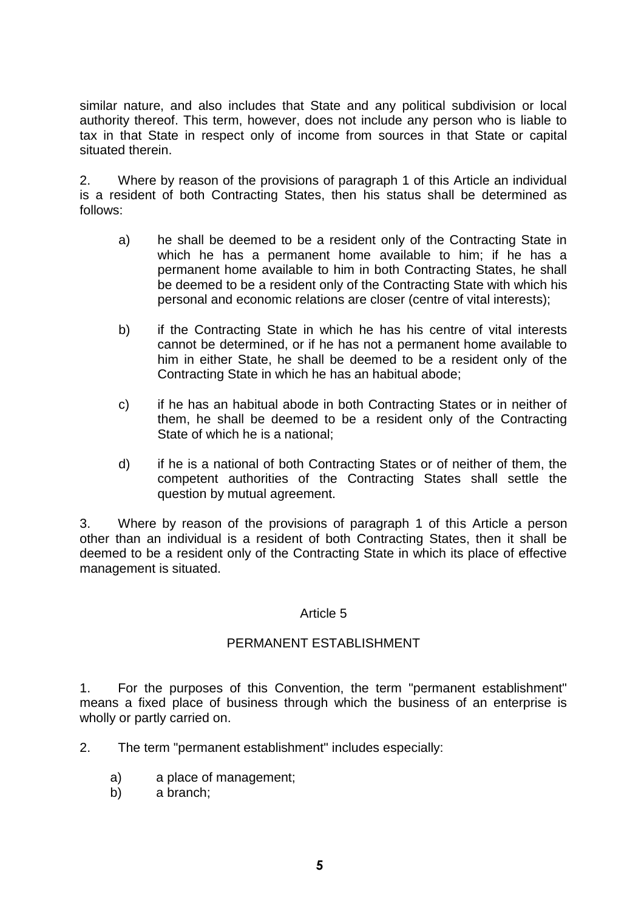similar nature, and also includes that State and any political subdivision or local authority thereof. This term, however, does not include any person who is liable to tax in that State in respect only of income from sources in that State or capital situated therein.

2. Where by reason of the provisions of paragraph 1 of this Article an individual is a resident of both Contracting States, then his status shall be determined as follows:

a) he shall be deemed to be a resident only of the Contracting State in which he has a permanent home available to him; if he has a permanent home available to him in both Contracting States, he shall be deemed to be a resident only of the Contracting State with which his personal and economic relations are closer (centre of vital interests);

b) if the Contracting State in which he has his centre of vital interests cannot be determined, or if he has not a permanent home available to him in either State, he shall be deemed to be a resident only of the Contracting State in which he has an habitual abode;

c) if he has an habitual abode in both Contracting States or in neither of them, he shall be deemed to be a resident only of the Contracting State of which he is a national;

d) if he is a national of both Contracting States or of neither of them, the competent authorities of the Contracting States shall settle the question by mutual agreement.

3. Where by reason of the provisions of paragraph 1 of this Article a person other than an individual is a resident of both Contracting States, then it shall be deemed to be a resident only of the Contracting State in which its place of effective management is situated.

## Article 5

## PERMANENT ESTABLISHMENT

1. For the purposes of this Convention, the term "permanent establishment" means a fixed place of business through which the business of an enterprise is wholly or partly carried on.

2. The term "permanent establishment" includes especially:

a) a place of management;
b) a branch;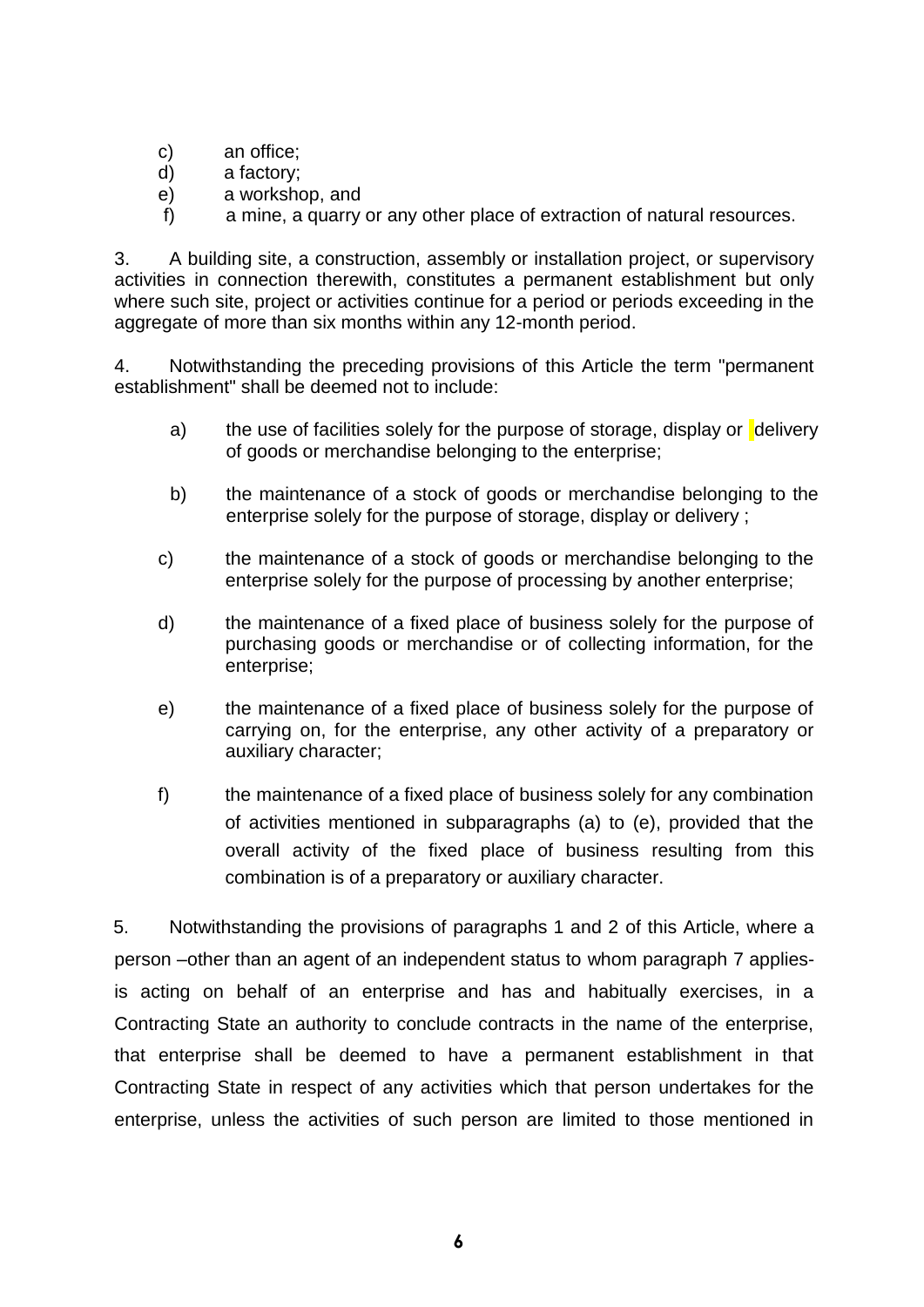c) an office;
d) a factory;
e) a workshop, and
f) a mine, a quarry or any other place of extraction of natural resources.

3. A building site, a construction, assembly or installation project, or supervisory activities in connection therewith, constitutes a permanent establishment but only where such site, project or activities continue for a period or periods exceeding in the aggregate of more than six months within any 12-month period.

4. Notwithstanding the preceding provisions of this Article the term "permanent establishment" shall be deemed not to include:

a) the use of facilities solely for the purpose of storage, display or delivery of goods or merchandise belonging to the enterprise;

b) the maintenance of a stock of goods or merchandise belonging to the enterprise solely for the purpose of storage, display or delivery ;

c) the maintenance of a stock of goods or merchandise belonging to the enterprise solely for the purpose of processing by another enterprise;

d) the maintenance of a fixed place of business solely for the purpose of purchasing goods or merchandise or of collecting information, for the enterprise;

e) the maintenance of a fixed place of business solely for the purpose of carrying on, for the enterprise, any other activity of a preparatory or auxiliary character;

f) the maintenance of a fixed place of business solely for any combination of activities mentioned in subparagraphs (a) to (e), provided that the overall activity of the fixed place of business resulting from this combination is of a preparatory or auxiliary character.

5. Notwithstanding the provisions of paragraphs 1 and 2 of this Article, where a person –other than an agent of an independent status to whom paragraph 7 applies- is acting on behalf of an enterprise and has and habitually exercises, in a Contracting State an authority to conclude contracts in the name of the enterprise, that enterprise shall be deemed to have a permanent establishment in that Contracting State in respect of any activities which that person undertakes for the enterprise, unless the activities of such person are limited to those mentioned in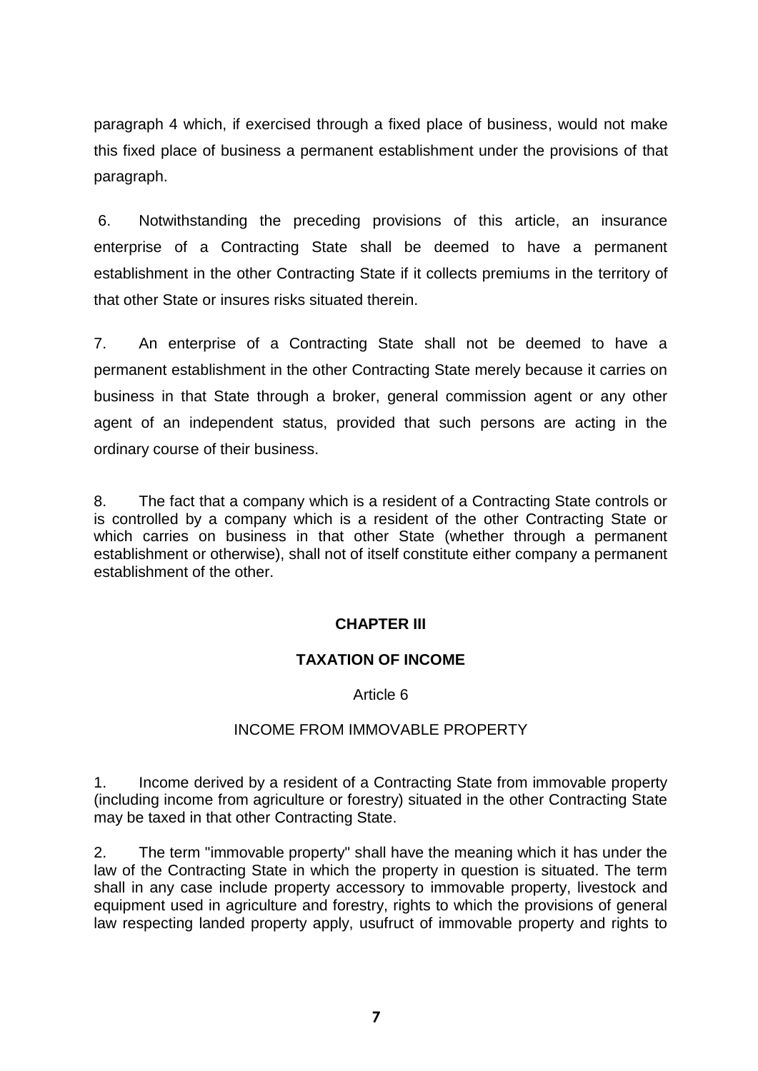paragraph 4 which, if exercised through a fixed place of business, would not make this fixed place of business a permanent establishment under the provisions of that paragraph.

6. Notwithstanding the preceding provisions of this article, an insurance enterprise of a Contracting State shall be deemed to have a permanent establishment in the other Contracting State if it collects premiums in the territory of that other State or insures risks situated therein.

7. An enterprise of a Contracting State shall not be deemed to have a permanent establishment in the other Contracting State merely because it carries on business in that State through a broker, general commission agent or any other agent of an independent status, provided that such persons are acting in the ordinary course of their business.

8. The fact that a company which is a resident of a Contracting State controls or is controlled by a company which is a resident of the other Contracting State or which carries on business in that other State (whether through a permanent establishment or otherwise), shall not of itself constitute either company a permanent establishment of the other.

## CHAPTER III

## TAXATION OF INCOME

### Article 6

### INCOME FROM IMMOVABLE PROPERTY

1. Income derived by a resident of a Contracting State from immovable property (including income from agriculture or forestry) situated in the other Contracting State may be taxed in that other Contracting State.

2. The term "immovable property" shall have the meaning which it has under the law of the Contracting State in which the property in question is situated. The term shall in any case include property accessory to immovable property, livestock and equipment used in agriculture and forestry, rights to which the provisions of general law respecting landed property apply, usufruct of immovable property and rights to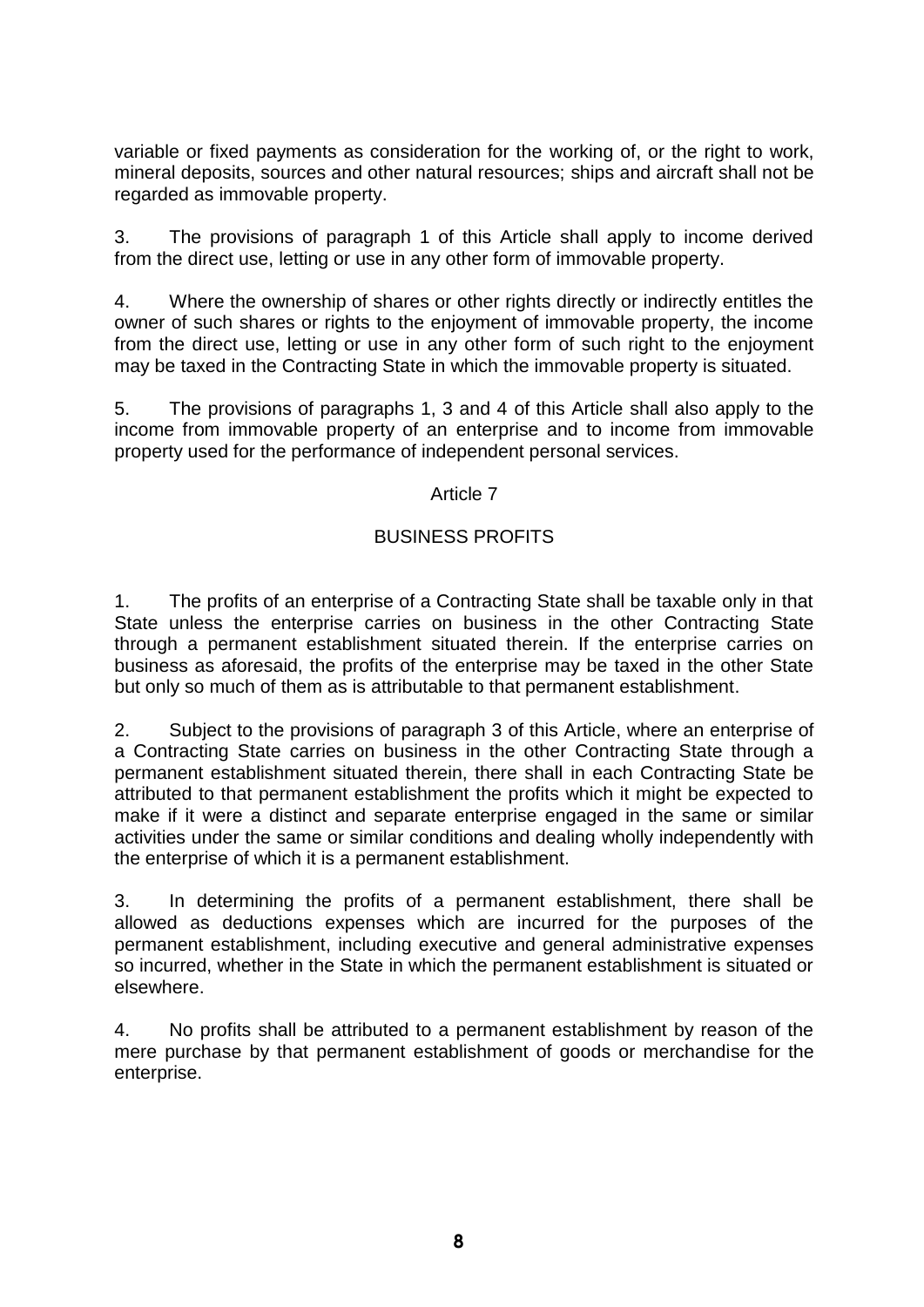variable or fixed payments as consideration for the working of, or the right to work, mineral deposits, sources and other natural resources; ships and aircraft shall not be regarded as immovable property.

3. The provisions of paragraph 1 of this Article shall apply to income derived from the direct use, letting or use in any other form of immovable property.

4. Where the ownership of shares or other rights directly or indirectly entitles the owner of such shares or rights to the enjoyment of immovable property, the income from the direct use, letting or use in any other form of such right to the enjoyment may be taxed in the Contracting State in which the immovable property is situated.

5. The provisions of paragraphs 1, 3 and 4 of this Article shall also apply to the income from immovable property of an enterprise and to income from immovable property used for the performance of independent personal services.

## Article 7

## BUSINESS PROFITS

1. The profits of an enterprise of a Contracting State shall be taxable only in that State unless the enterprise carries on business in the other Contracting State through a permanent establishment situated therein. If the enterprise carries on business as aforesaid, the profits of the enterprise may be taxed in the other State but only so much of them as is attributable to that permanent establishment.

2. Subject to the provisions of paragraph 3 of this Article, where an enterprise of a Contracting State carries on business in the other Contracting State through a permanent establishment situated therein, there shall in each Contracting State be attributed to that permanent establishment the profits which it might be expected to make if it were a distinct and separate enterprise engaged in the same or similar activities under the same or similar conditions and dealing wholly independently with the enterprise of which it is a permanent establishment.

3. In determining the profits of a permanent establishment, there shall be allowed as deductions expenses which are incurred for the purposes of the permanent establishment, including executive and general administrative expenses so incurred, whether in the State in which the permanent establishment is situated or elsewhere.

4. No profits shall be attributed to a permanent establishment by reason of the mere purchase by that permanent establishment of goods or merchandise for the enterprise.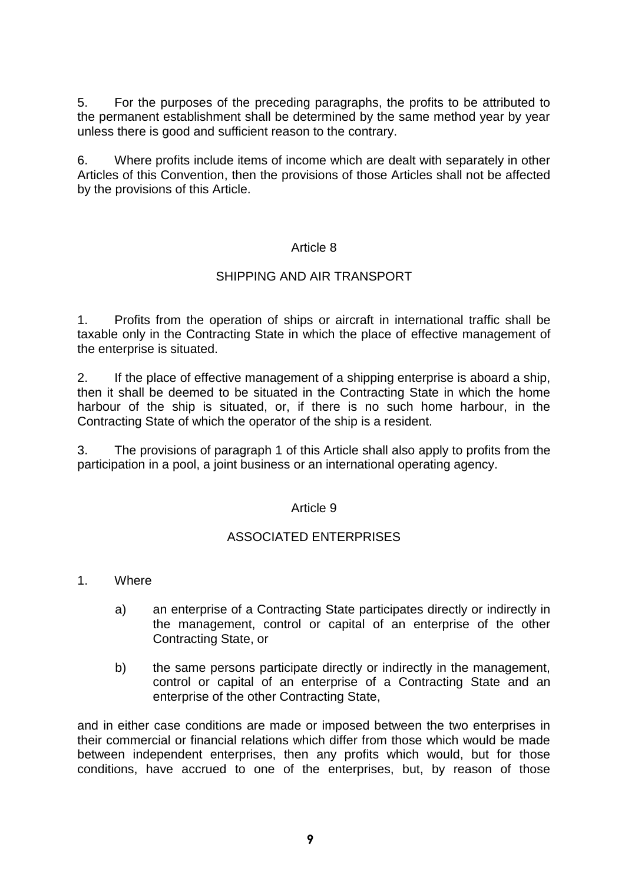5. For the purposes of the preceding paragraphs, the profits to be attributed to the permanent establishment shall be determined by the same method year by year unless there is good and sufficient reason to the contrary.

6. Where profits include items of income which are dealt with separately in other Articles of this Convention, then the provisions of those Articles shall not be affected by the provisions of this Article.

## Article 8

## SHIPPING AND AIR TRANSPORT

1. Profits from the operation of ships or aircraft in international traffic shall be taxable only in the Contracting State in which the place of effective management of the enterprise is situated.

2. If the place of effective management of a shipping enterprise is aboard a ship, then it shall be deemed to be situated in the Contracting State in which the home harbour of the ship is situated, or, if there is no such home harbour, in the Contracting State of which the operator of the ship is a resident.

3. The provisions of paragraph 1 of this Article shall also apply to profits from the participation in a pool, a joint business or an international operating agency.

## Article 9

## ASSOCIATED ENTERPRISES

1. Where

   a) an enterprise of a Contracting State participates directly or indirectly in the management, control or capital of an enterprise of the other Contracting State, or

   b) the same persons participate directly or indirectly in the management, control or capital of an enterprise of a Contracting State and an enterprise of the other Contracting State,

and in either case conditions are made or imposed between the two enterprises in their commercial or financial relations which differ from those which would be made between independent enterprises, then any profits which would, but for those conditions, have accrued to one of the enterprises, but, by reason of those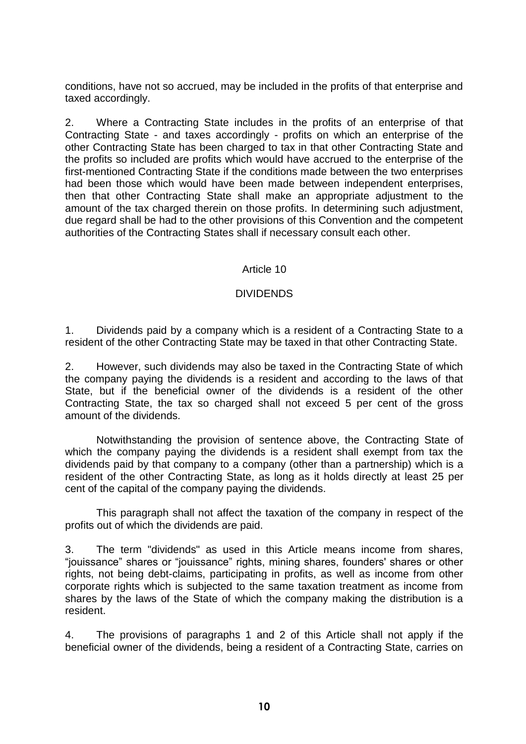conditions, have not so accrued, may be included in the profits of that enterprise and taxed accordingly.

2. Where a Contracting State includes in the profits of an enterprise of that Contracting State - and taxes accordingly - profits on which an enterprise of the other Contracting State has been charged to tax in that other Contracting State and the profits so included are profits which would have accrued to the enterprise of the first-mentioned Contracting State if the conditions made between the two enterprises had been those which would have been made between independent enterprises, then that other Contracting State shall make an appropriate adjustment to the amount of the tax charged therein on those profits. In determining such adjustment, due regard shall be had to the other provisions of this Convention and the competent authorities of the Contracting States shall if necessary consult each other.

## Article 10

## DIVIDENDS

1. Dividends paid by a company which is a resident of a Contracting State to a resident of the other Contracting State may be taxed in that other Contracting State.

2. However, such dividends may also be taxed in the Contracting State of which the company paying the dividends is a resident and according to the laws of that State, but if the beneficial owner of the dividends is a resident of the other Contracting State, the tax so charged shall not exceed 5 per cent of the gross amount of the dividends.

Notwithstanding the provision of sentence above, the Contracting State of which the company paying the dividends is a resident shall exempt from tax the dividends paid by that company to a company (other than a partnership) which is a resident of the other Contracting State, as long as it holds directly at least 25 per cent of the capital of the company paying the dividends.

This paragraph shall not affect the taxation of the company in respect of the profits out of which the dividends are paid.

3. The term "dividends" as used in this Article means income from shares, "jouissance" shares or "jouissance" rights, mining shares, founders' shares or other rights, not being debt-claims, participating in profits, as well as income from other corporate rights which is subjected to the same taxation treatment as income from shares by the laws of the State of which the company making the distribution is a resident.

4. The provisions of paragraphs 1 and 2 of this Article shall not apply if the beneficial owner of the dividends, being a resident of a Contracting State, carries on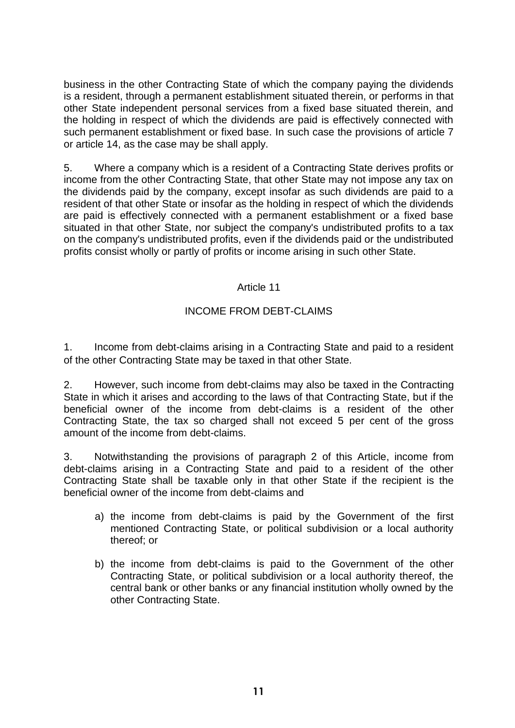business in the other Contracting State of which the company paying the dividends is a resident, through a permanent establishment situated therein, or performs in that other State independent personal services from a fixed base situated therein, and the holding in respect of which the dividends are paid is effectively connected with such permanent establishment or fixed base. In such case the provisions of article 7 or article 14, as the case may be shall apply.

5. Where a company which is a resident of a Contracting State derives profits or income from the other Contracting State, that other State may not impose any tax on the dividends paid by the company, except insofar as such dividends are paid to a resident of that other State or insofar as the holding in respect of which the dividends are paid is effectively connected with a permanent establishment or a fixed base situated in that other State, nor subject the company's undistributed profits to a tax on the company's undistributed profits, even if the dividends paid or the undistributed profits consist wholly or partly of profits or income arising in such other State.

## Article 11

## INCOME FROM DEBT-CLAIMS

1. Income from debt-claims arising in a Contracting State and paid to a resident of the other Contracting State may be taxed in that other State.

2. However, such income from debt-claims may also be taxed in the Contracting State in which it arises and according to the laws of that Contracting State, but if the beneficial owner of the income from debt-claims is a resident of the other Contracting State, the tax so charged shall not exceed 5 per cent of the gross amount of the income from debt-claims.

3. Notwithstanding the provisions of paragraph 2 of this Article, income from debt-claims arising in a Contracting State and paid to a resident of the other Contracting State shall be taxable only in that other State if the recipient is the beneficial owner of the income from debt-claims and

a) the income from debt-claims is paid by the Government of the first mentioned Contracting State, or political subdivision or a local authority thereof; or

b) the income from debt-claims is paid to the Government of the other Contracting State, or political subdivision or a local authority thereof, the central bank or other banks or any financial institution wholly owned by the other Contracting State.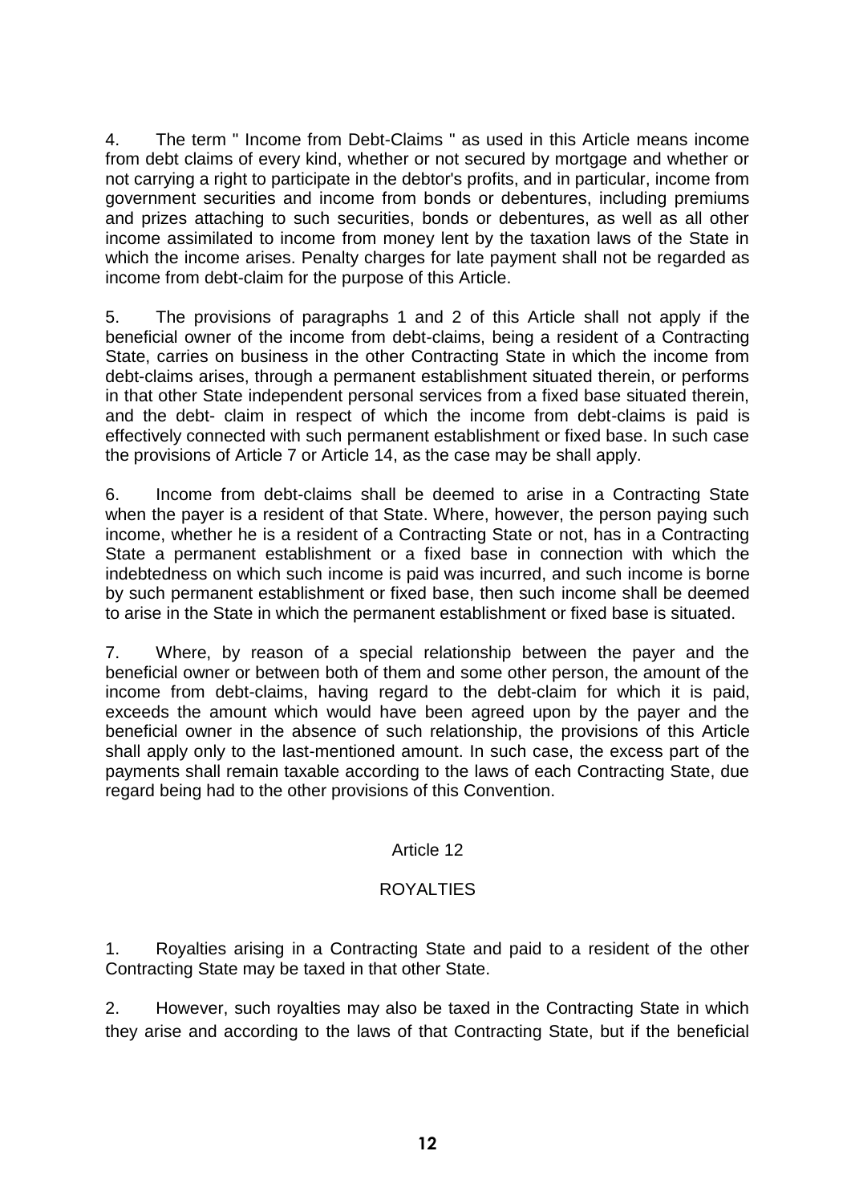4. The term " Income from Debt-Claims " as used in this Article means income from debt claims of every kind, whether or not secured by mortgage and whether or not carrying a right to participate in the debtor's profits, and in particular, income from government securities and income from bonds or debentures, including premiums and prizes attaching to such securities, bonds or debentures, as well as all other income assimilated to income from money lent by the taxation laws of the State in which the income arises. Penalty charges for late payment shall not be regarded as income from debt-claim for the purpose of this Article.

5. The provisions of paragraphs 1 and 2 of this Article shall not apply if the beneficial owner of the income from debt-claims, being a resident of a Contracting State, carries on business in the other Contracting State in which the income from debt-claims arises, through a permanent establishment situated therein, or performs in that other State independent personal services from a fixed base situated therein, and the debt- claim in respect of which the income from debt-claims is paid is effectively connected with such permanent establishment or fixed base. In such case the provisions of Article 7 or Article 14, as the case may be shall apply.

6. Income from debt-claims shall be deemed to arise in a Contracting State when the payer is a resident of that State. Where, however, the person paying such income, whether he is a resident of a Contracting State or not, has in a Contracting State a permanent establishment or a fixed base in connection with which the indebtedness on which such income is paid was incurred, and such income is borne by such permanent establishment or fixed base, then such income shall be deemed to arise in the State in which the permanent establishment or fixed base is situated.

7. Where, by reason of a special relationship between the payer and the beneficial owner or between both of them and some other person, the amount of the income from debt-claims, having regard to the debt-claim for which it is paid, exceeds the amount which would have been agreed upon by the payer and the beneficial owner in the absence of such relationship, the provisions of this Article shall apply only to the last-mentioned amount. In such case, the excess part of the payments shall remain taxable according to the laws of each Contracting State, due regard being had to the other provisions of this Convention.

## Article 12

## ROYALTIES

1. Royalties arising in a Contracting State and paid to a resident of the other Contracting State may be taxed in that other State.

2. However, such royalties may also be taxed in the Contracting State in which they arise and according to the laws of that Contracting State, but if the beneficial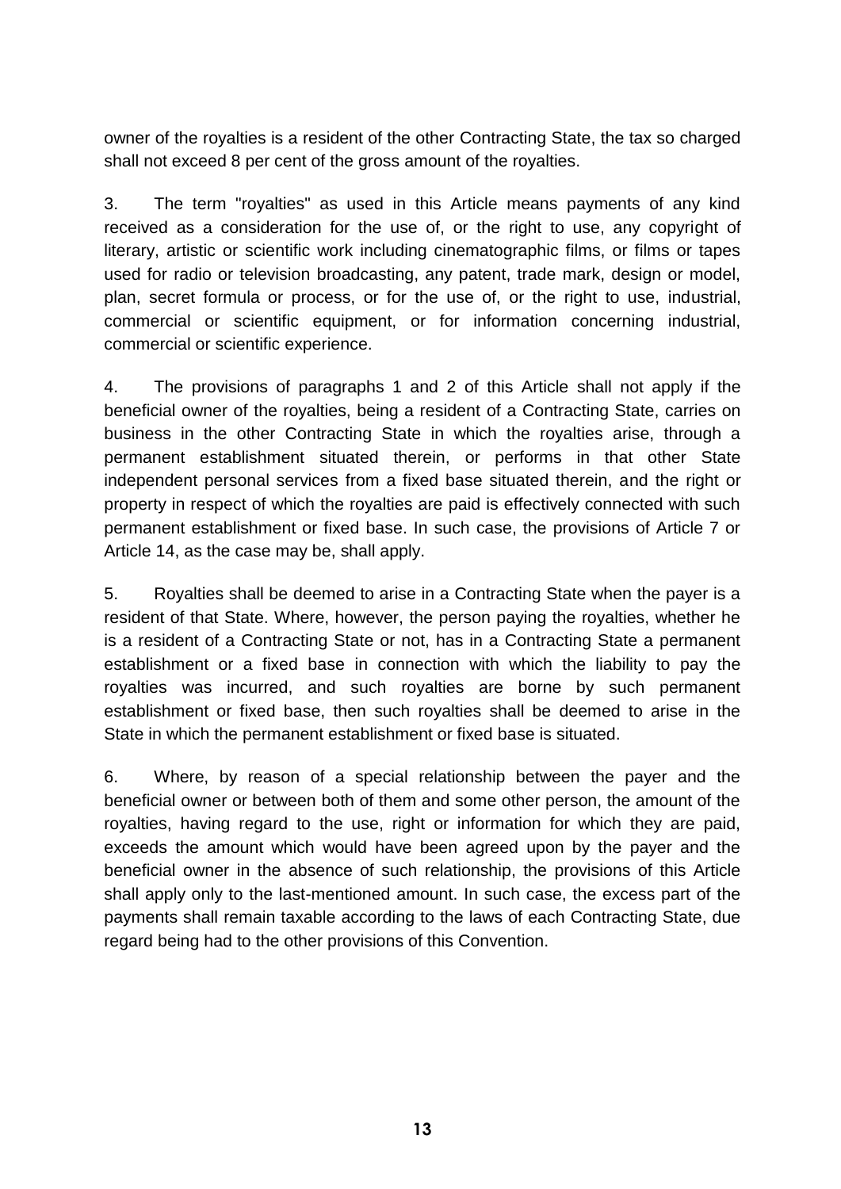owner of the royalties is a resident of the other Contracting State, the tax so charged shall not exceed 8 per cent of the gross amount of the royalties.

3. The term "royalties" as used in this Article means payments of any kind received as a consideration for the use of, or the right to use, any copyright of literary, artistic or scientific work including cinematographic films, or films or tapes used for radio or television broadcasting, any patent, trade mark, design or model, plan, secret formula or process, or for the use of, or the right to use, industrial, commercial or scientific equipment, or for information concerning industrial, commercial or scientific experience.

4. The provisions of paragraphs 1 and 2 of this Article shall not apply if the beneficial owner of the royalties, being a resident of a Contracting State, carries on business in the other Contracting State in which the royalties arise, through a permanent establishment situated therein, or performs in that other State independent personal services from a fixed base situated therein, and the right or property in respect of which the royalties are paid is effectively connected with such permanent establishment or fixed base. In such case, the provisions of Article 7 or Article 14, as the case may be, shall apply.

5. Royalties shall be deemed to arise in a Contracting State when the payer is a resident of that State. Where, however, the person paying the royalties, whether he is a resident of a Contracting State or not, has in a Contracting State a permanent establishment or a fixed base in connection with which the liability to pay the royalties was incurred, and such royalties are borne by such permanent establishment or fixed base, then such royalties shall be deemed to arise in the State in which the permanent establishment or fixed base is situated.

6. Where, by reason of a special relationship between the payer and the beneficial owner or between both of them and some other person, the amount of the royalties, having regard to the use, right or information for which they are paid, exceeds the amount which would have been agreed upon by the payer and the beneficial owner in the absence of such relationship, the provisions of this Article shall apply only to the last-mentioned amount. In such case, the excess part of the payments shall remain taxable according to the laws of each Contracting State, due regard being had to the other provisions of this Convention.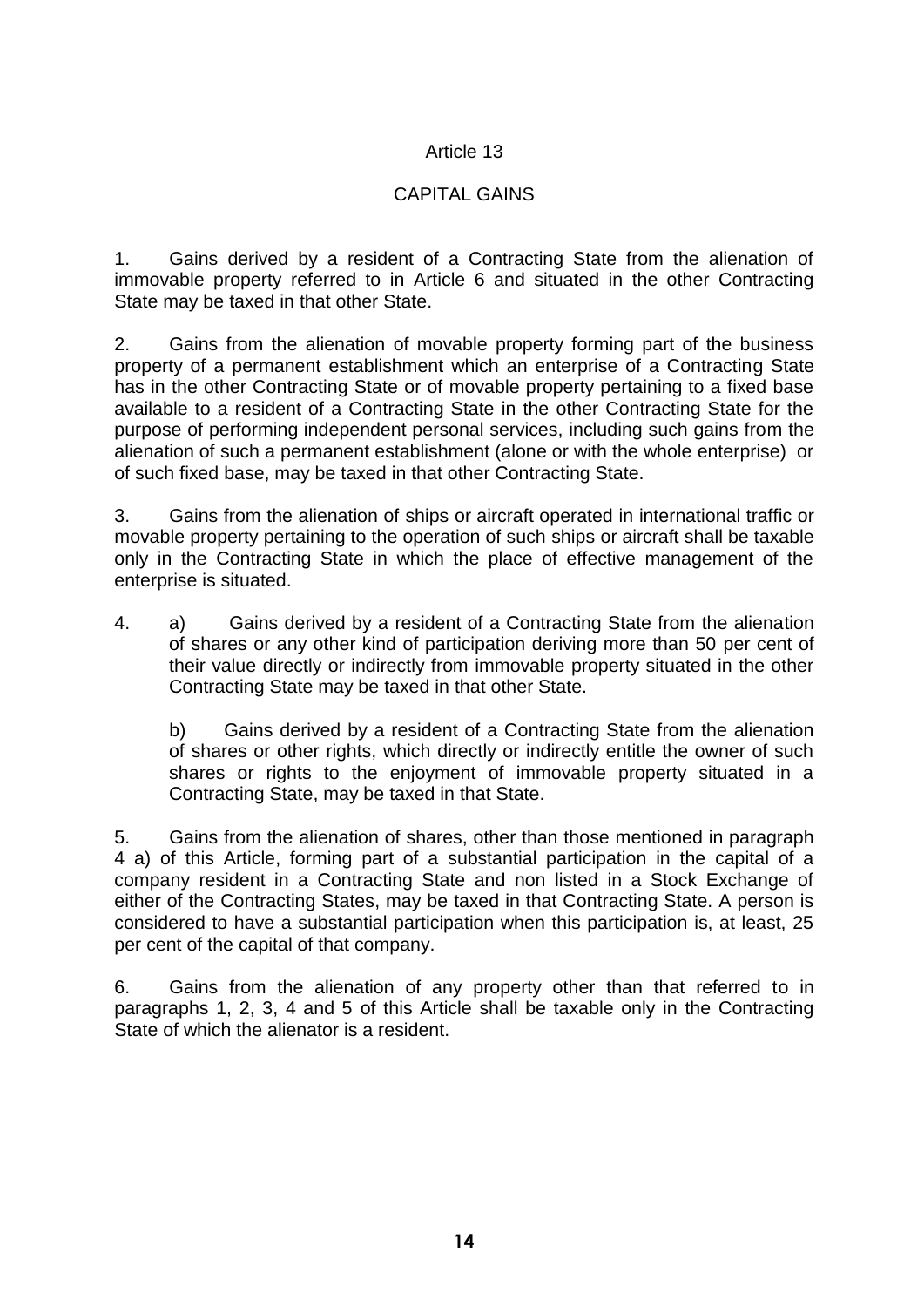## Article 13

## CAPITAL GAINS

1. Gains derived by a resident of a Contracting State from the alienation of immovable property referred to in Article 6 and situated in the other Contracting State may be taxed in that other State.

2. Gains from the alienation of movable property forming part of the business property of a permanent establishment which an enterprise of a Contracting State has in the other Contracting State or of movable property pertaining to a fixed base available to a resident of a Contracting State in the other Contracting State for the purpose of performing independent personal services, including such gains from the alienation of such a permanent establishment (alone or with the whole enterprise) or of such fixed base, may be taxed in that other Contracting State.

3. Gains from the alienation of ships or aircraft operated in international traffic or movable property pertaining to the operation of such ships or aircraft shall be taxable only in the Contracting State in which the place of effective management of the enterprise is situated.

4. a) Gains derived by a resident of a Contracting State from the alienation of shares or any other kind of participation deriving more than 50 per cent of their value directly or indirectly from immovable property situated in the other Contracting State may be taxed in that other State.

   b) Gains derived by a resident of a Contracting State from the alienation of shares or other rights, which directly or indirectly entitle the owner of such shares or rights to the enjoyment of immovable property situated in a Contracting State, may be taxed in that State.

5. Gains from the alienation of shares, other than those mentioned in paragraph 4 a) of this Article, forming part of a substantial participation in the capital of a company resident in a Contracting State and non listed in a Stock Exchange of either of the Contracting States, may be taxed in that Contracting State. A person is considered to have a substantial participation when this participation is, at least, 25 per cent of the capital of that company.

6. Gains from the alienation of any property other than that referred to in paragraphs 1, 2, 3, 4 and 5 of this Article shall be taxable only in the Contracting State of which the alienator is a resident.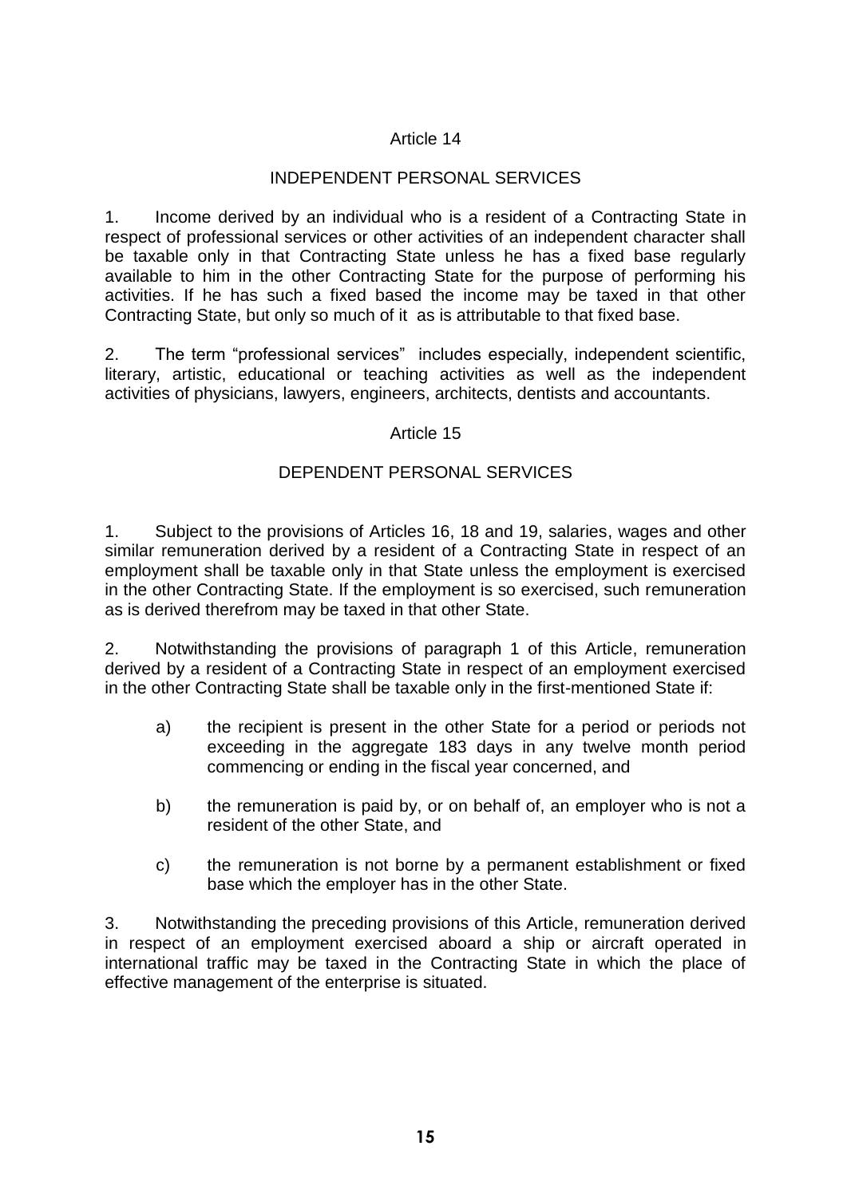## Article 14

## INDEPENDENT PERSONAL SERVICES

1. Income derived by an individual who is a resident of a Contracting State in respect of professional services or other activities of an independent character shall be taxable only in that Contracting State unless he has a fixed base regularly available to him in the other Contracting State for the purpose of performing his activities. If he has such a fixed based the income may be taxed in that other Contracting State, but only so much of it as is attributable to that fixed base.

2. The term "professional services" includes especially, independent scientific, literary, artistic, educational or teaching activities as well as the independent activities of physicians, lawyers, engineers, architects, dentists and accountants.

## Article 15

## DEPENDENT PERSONAL SERVICES

1. Subject to the provisions of Articles 16, 18 and 19, salaries, wages and other similar remuneration derived by a resident of a Contracting State in respect of an employment shall be taxable only in that State unless the employment is exercised in the other Contracting State. If the employment is so exercised, such remuneration as is derived therefrom may be taxed in that other State.

2. Notwithstanding the provisions of paragraph 1 of this Article, remuneration derived by a resident of a Contracting State in respect of an employment exercised in the other Contracting State shall be taxable only in the first-mentioned State if:

   a) the recipient is present in the other State for a period or periods not exceeding in the aggregate 183 days in any twelve month period commencing or ending in the fiscal year concerned, and

   b) the remuneration is paid by, or on behalf of, an employer who is not a resident of the other State, and

   c) the remuneration is not borne by a permanent establishment or fixed base which the employer has in the other State.

3. Notwithstanding the preceding provisions of this Article, remuneration derived in respect of an employment exercised aboard a ship or aircraft operated in international traffic may be taxed in the Contracting State in which the place of effective management of the enterprise is situated.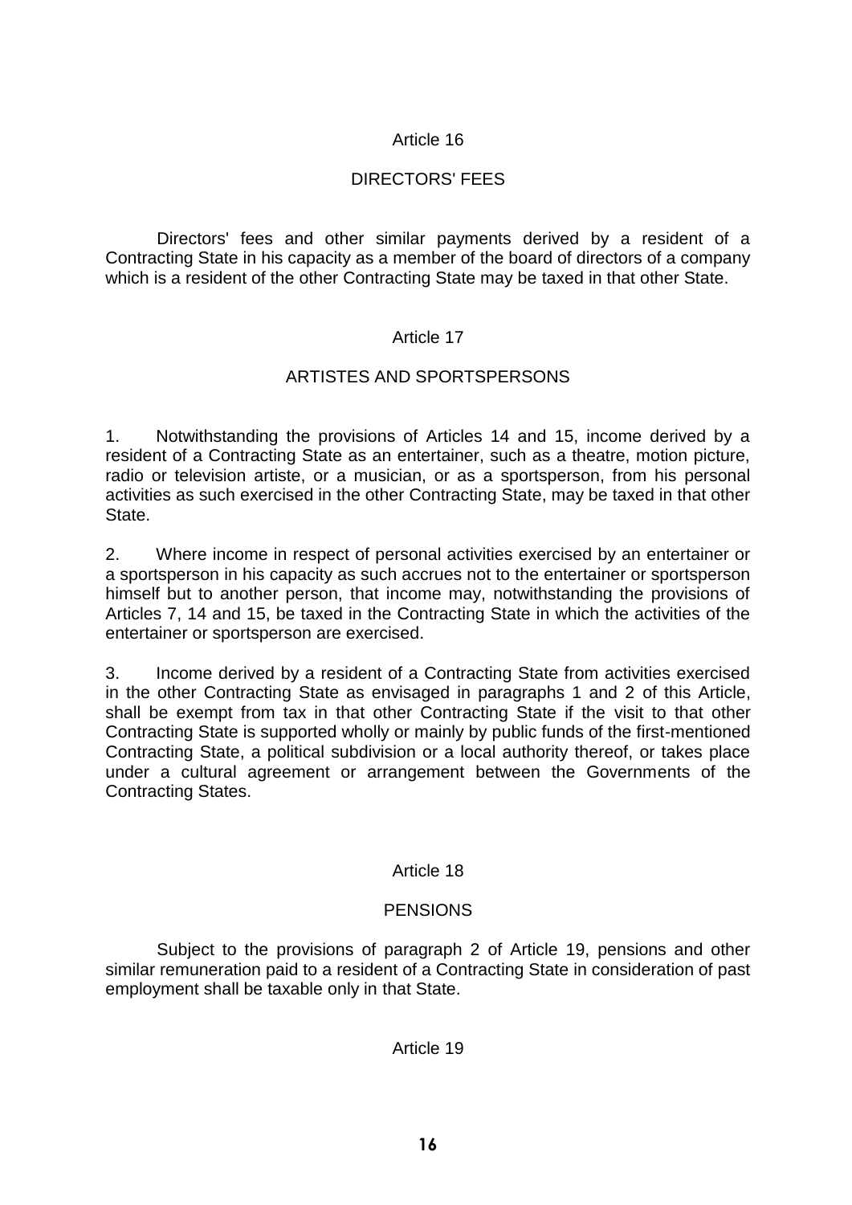## Article 16

## DIRECTORS' FEES

Directors' fees and other similar payments derived by a resident of a Contracting State in his capacity as a member of the board of directors of a company which is a resident of the other Contracting State may be taxed in that other State.

## Article 17

## ARTISTES AND SPORTSPERSONS

1. Notwithstanding the provisions of Articles 14 and 15, income derived by a resident of a Contracting State as an entertainer, such as a theatre, motion picture, radio or television artiste, or a musician, or as a sportsperson, from his personal activities as such exercised in the other Contracting State, may be taxed in that other State.

2. Where income in respect of personal activities exercised by an entertainer or a sportsperson in his capacity as such accrues not to the entertainer or sportsperson himself but to another person, that income may, notwithstanding the provisions of Articles 7, 14 and 15, be taxed in the Contracting State in which the activities of the entertainer or sportsperson are exercised.

3. Income derived by a resident of a Contracting State from activities exercised in the other Contracting State as envisaged in paragraphs 1 and 2 of this Article, shall be exempt from tax in that other Contracting State if the visit to that other Contracting State is supported wholly or mainly by public funds of the first-mentioned Contracting State, a political subdivision or a local authority thereof, or takes place under a cultural agreement or arrangement between the Governments of the Contracting States.

## Article 18

## PENSIONS

Subject to the provisions of paragraph 2 of Article 19, pensions and other similar remuneration paid to a resident of a Contracting State in consideration of past employment shall be taxable only in that State.

## Article 19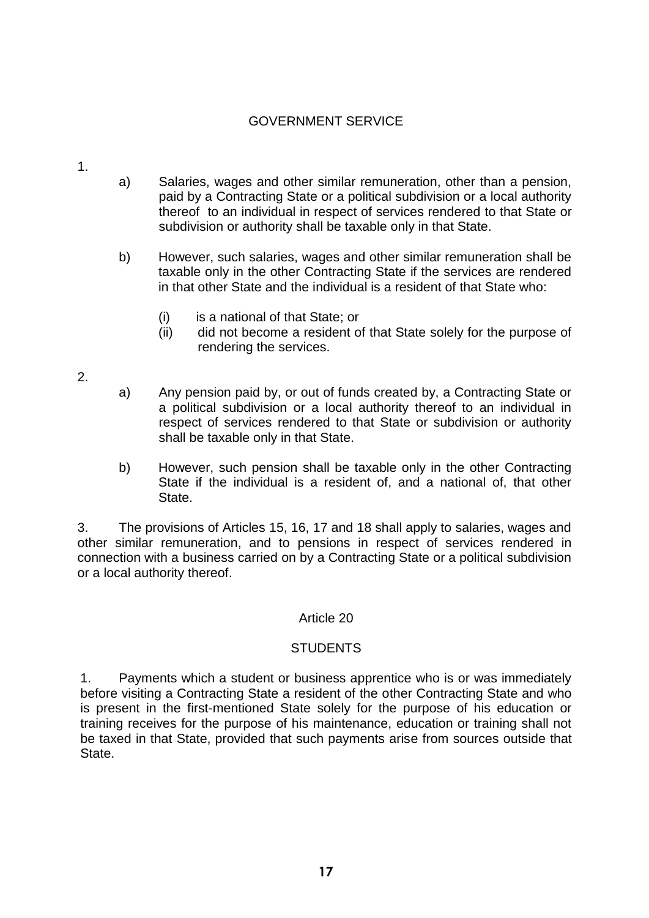## GOVERNMENT SERVICE

1.

a) Salaries, wages and other similar remuneration, other than a pension, paid by a Contracting State or a political subdivision or a local authority thereof to an individual in respect of services rendered to that State or subdivision or authority shall be taxable only in that State.

b) However, such salaries, wages and other similar remuneration shall be taxable only in the other Contracting State if the services are rendered in that other State and the individual is a resident of that State who:

(i) is a national of that State; or
(ii) did not become a resident of that State solely for the purpose of rendering the services.

2.

a) Any pension paid by, or out of funds created by, a Contracting State or a political subdivision or a local authority thereof to an individual in respect of services rendered to that State or subdivision or authority shall be taxable only in that State.

b) However, such pension shall be taxable only in the other Contracting State if the individual is a resident of, and a national of, that other State.

3. The provisions of Articles 15, 16, 17 and 18 shall apply to salaries, wages and other similar remuneration, and to pensions in respect of services rendered in connection with a business carried on by a Contracting State or a political subdivision or a local authority thereof.

## Article 20

## STUDENTS

1. Payments which a student or business apprentice who is or was immediately before visiting a Contracting State a resident of the other Contracting State and who is present in the first-mentioned State solely for the purpose of his education or training receives for the purpose of his maintenance, education or training shall not be taxed in that State, provided that such payments arise from sources outside that State.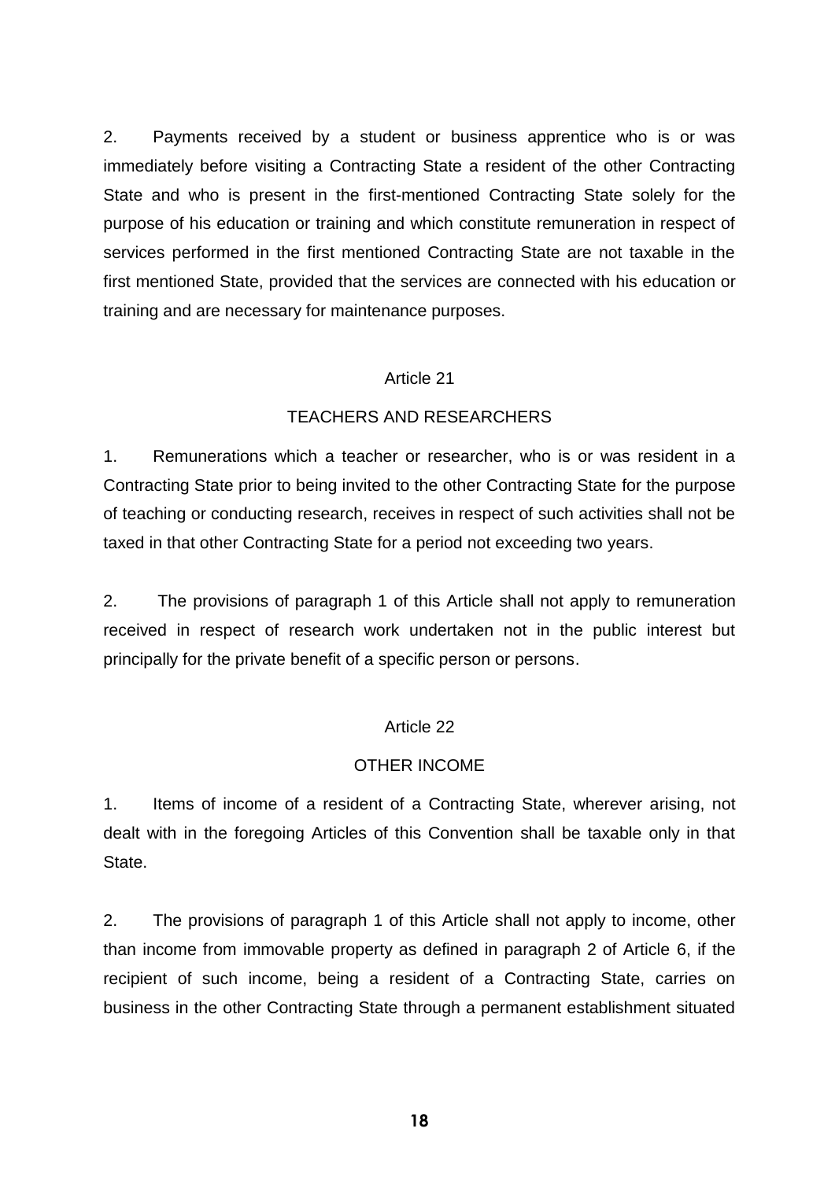2. Payments received by a student or business apprentice who is or was immediately before visiting a Contracting State a resident of the other Contracting State and who is present in the first-mentioned Contracting State solely for the purpose of his education or training and which constitute remuneration in respect of services performed in the first mentioned Contracting State are not taxable in the first mentioned State, provided that the services are connected with his education or training and are necessary for maintenance purposes.

## Article 21

## TEACHERS AND RESEARCHERS

1. Remunerations which a teacher or researcher, who is or was resident in a Contracting State prior to being invited to the other Contracting State for the purpose of teaching or conducting research, receives in respect of such activities shall not be taxed in that other Contracting State for a period not exceeding two years.

2. The provisions of paragraph 1 of this Article shall not apply to remuneration received in respect of research work undertaken not in the public interest but principally for the private benefit of a specific person or persons.

## Article 22

## OTHER INCOME

1. Items of income of a resident of a Contracting State, wherever arising, not dealt with in the foregoing Articles of this Convention shall be taxable only in that State.

2. The provisions of paragraph 1 of this Article shall not apply to income, other than income from immovable property as defined in paragraph 2 of Article 6, if the recipient of such income, being a resident of a Contracting State, carries on business in the other Contracting State through a permanent establishment situated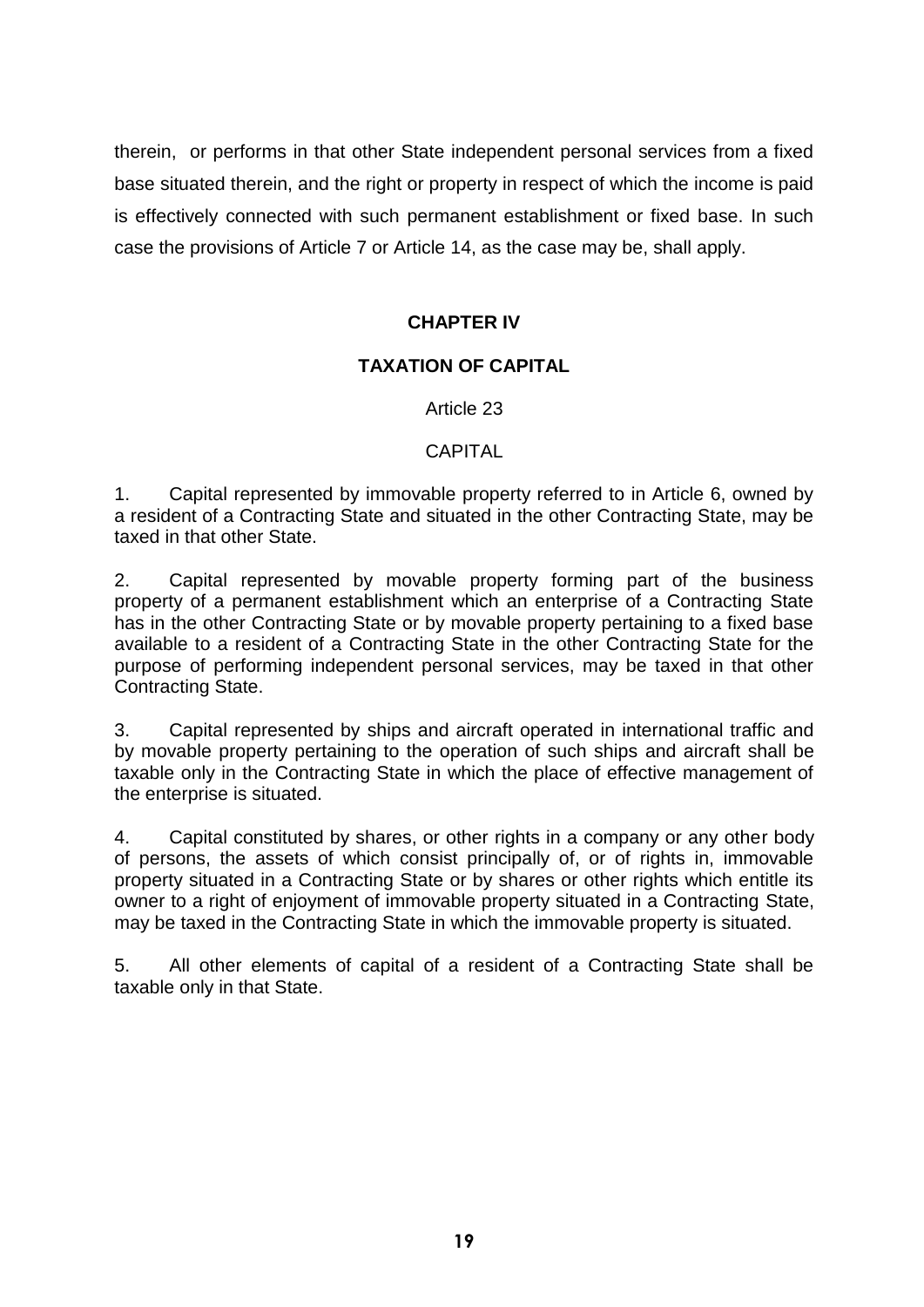therein, or performs in that other State independent personal services from a fixed base situated therein, and the right or property in respect of which the income is paid is effectively connected with such permanent establishment or fixed base. In such case the provisions of Article 7 or Article 14, as the case may be, shall apply.

## CHAPTER IV

## TAXATION OF CAPITAL

### Article 23

### CAPITAL

1. Capital represented by immovable property referred to in Article 6, owned by a resident of a Contracting State and situated in the other Contracting State, may be taxed in that other State.

2. Capital represented by movable property forming part of the business property of a permanent establishment which an enterprise of a Contracting State has in the other Contracting State or by movable property pertaining to a fixed base available to a resident of a Contracting State in the other Contracting State for the purpose of performing independent personal services, may be taxed in that other Contracting State.

3. Capital represented by ships and aircraft operated in international traffic and by movable property pertaining to the operation of such ships and aircraft shall be taxable only in the Contracting State in which the place of effective management of the enterprise is situated.

4. Capital constituted by shares, or other rights in a company or any other body of persons, the assets of which consist principally of, or of rights in, immovable property situated in a Contracting State or by shares or other rights which entitle its owner to a right of enjoyment of immovable property situated in a Contracting State, may be taxed in the Contracting State in which the immovable property is situated.

5. All other elements of capital of a resident of a Contracting State shall be taxable only in that State.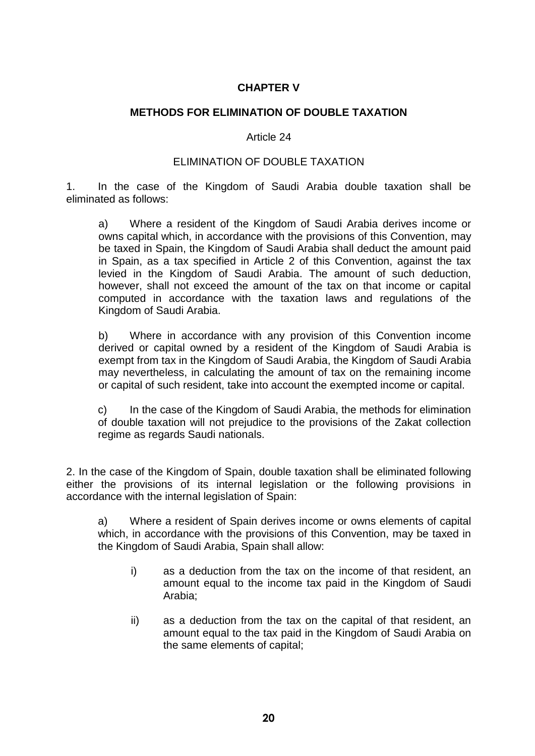**CHAPTER V**

**METHODS FOR ELIMINATION OF DOUBLE TAXATION**

Article 24

ELIMINATION OF DOUBLE TAXATION

1. In the case of the Kingdom of Saudi Arabia double taxation shall be eliminated as follows:

   a) Where a resident of the Kingdom of Saudi Arabia derives income or owns capital which, in accordance with the provisions of this Convention, may be taxed in Spain, the Kingdom of Saudi Arabia shall deduct the amount paid in Spain, as a tax specified in Article 2 of this Convention, against the tax levied in the Kingdom of Saudi Arabia. The amount of such deduction, however, shall not exceed the amount of the tax on that income or capital computed in accordance with the taxation laws and regulations of the Kingdom of Saudi Arabia.

   b) Where in accordance with any provision of this Convention income derived or capital owned by a resident of the Kingdom of Saudi Arabia is exempt from tax in the Kingdom of Saudi Arabia, the Kingdom of Saudi Arabia may nevertheless, in calculating the amount of tax on the remaining income or capital of such resident, take into account the exempted income or capital.

   c) In the case of the Kingdom of Saudi Arabia, the methods for elimination of double taxation will not prejudice to the provisions of the Zakat collection regime as regards Saudi nationals.

2. In the case of the Kingdom of Spain, double taxation shall be eliminated following either the provisions of its internal legislation or the following provisions in accordance with the internal legislation of Spain:

   a) Where a resident of Spain derives income or owns elements of capital which, in accordance with the provisions of this Convention, may be taxed in the Kingdom of Saudi Arabia, Spain shall allow:

      i) as a deduction from the tax on the income of that resident, an amount equal to the income tax paid in the Kingdom of Saudi Arabia;

      ii) as a deduction from the tax on the capital of that resident, an amount equal to the tax paid in the Kingdom of Saudi Arabia on the same elements of capital;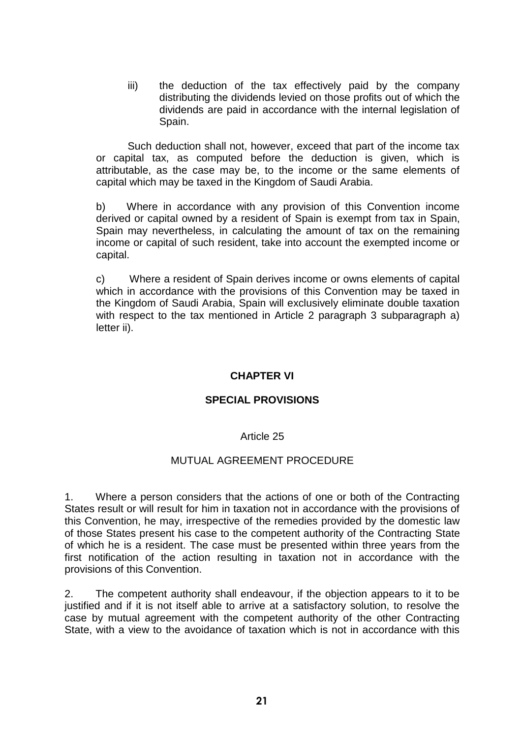iii) the deduction of the tax effectively paid by the company distributing the dividends levied on those profits out of which the dividends are paid in accordance with the internal legislation of Spain.

Such deduction shall not, however, exceed that part of the income tax or capital tax, as computed before the deduction is given, which is attributable, as the case may be, to the income or the same elements of capital which may be taxed in the Kingdom of Saudi Arabia.

b) Where in accordance with any provision of this Convention income derived or capital owned by a resident of Spain is exempt from tax in Spain, Spain may nevertheless, in calculating the amount of tax on the remaining income or capital of such resident, take into account the exempted income or capital.

c) Where a resident of Spain derives income or owns elements of capital which in accordance with the provisions of this Convention may be taxed in the Kingdom of Saudi Arabia, Spain will exclusively eliminate double taxation with respect to the tax mentioned in Article 2 paragraph 3 subparagraph a) letter ii).

## CHAPTER VI

## SPECIAL PROVISIONS

### Article 25

### MUTUAL AGREEMENT PROCEDURE

1. Where a person considers that the actions of one or both of the Contracting States result or will result for him in taxation not in accordance with the provisions of this Convention, he may, irrespective of the remedies provided by the domestic law of those States present his case to the competent authority of the Contracting State of which he is a resident. The case must be presented within three years from the first notification of the action resulting in taxation not in accordance with the provisions of this Convention.

2. The competent authority shall endeavour, if the objection appears to it to be justified and if it is not itself able to arrive at a satisfactory solution, to resolve the case by mutual agreement with the competent authority of the other Contracting State, with a view to the avoidance of taxation which is not in accordance with this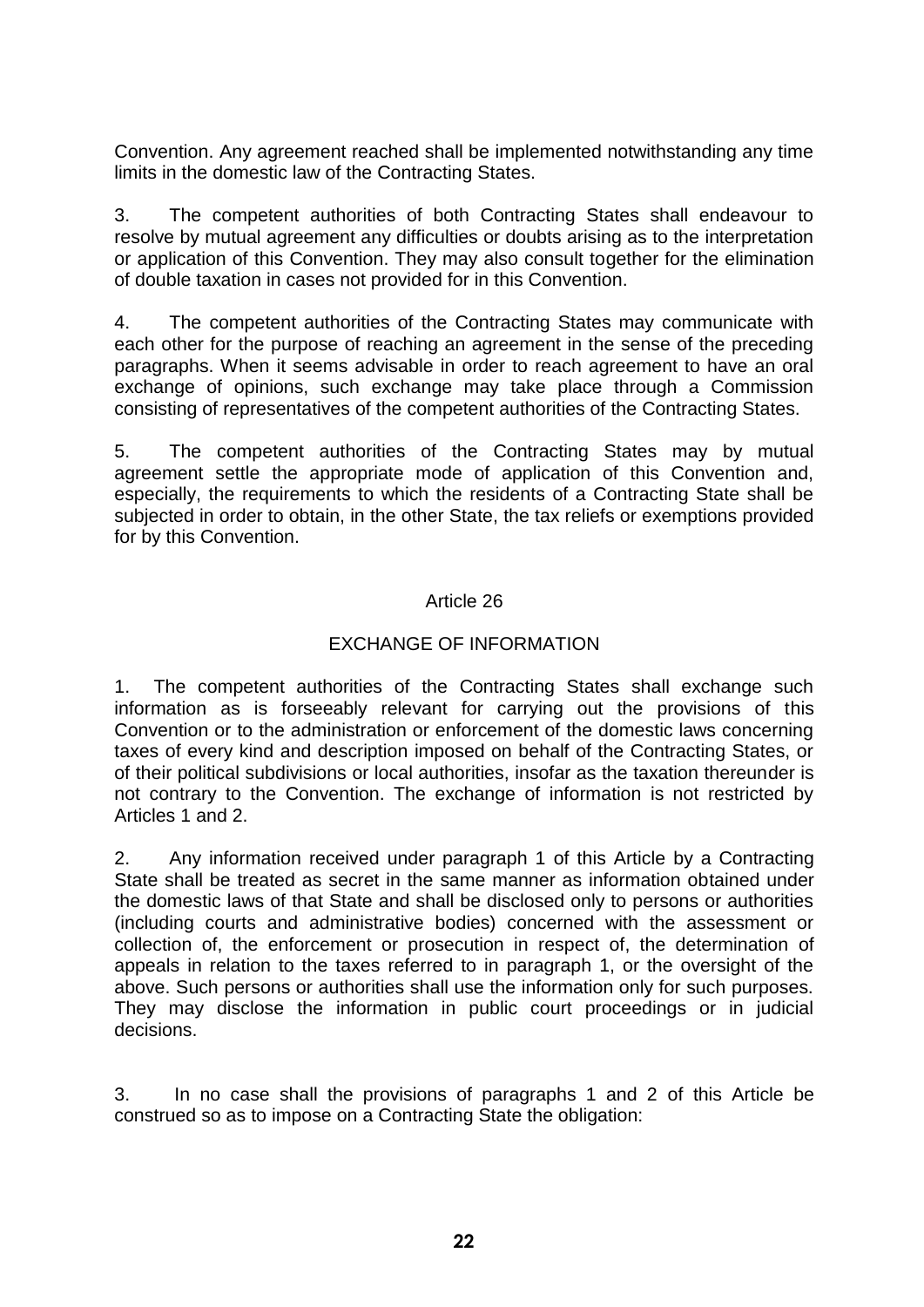Convention. Any agreement reached shall be implemented notwithstanding any time limits in the domestic law of the Contracting States.

3. The competent authorities of both Contracting States shall endeavour to resolve by mutual agreement any difficulties or doubts arising as to the interpretation or application of this Convention. They may also consult together for the elimination of double taxation in cases not provided for in this Convention.

4. The competent authorities of the Contracting States may communicate with each other for the purpose of reaching an agreement in the sense of the preceding paragraphs. When it seems advisable in order to reach agreement to have an oral exchange of opinions, such exchange may take place through a Commission consisting of representatives of the competent authorities of the Contracting States.

5. The competent authorities of the Contracting States may by mutual agreement settle the appropriate mode of application of this Convention and, especially, the requirements to which the residents of a Contracting State shall be subjected in order to obtain, in the other State, the tax reliefs or exemptions provided for by this Convention.

## Article 26

## EXCHANGE OF INFORMATION

1. The competent authorities of the Contracting States shall exchange such information as is forseeably relevant for carrying out the provisions of this Convention or to the administration or enforcement of the domestic laws concerning taxes of every kind and description imposed on behalf of the Contracting States, or of their political subdivisions or local authorities, insofar as the taxation thereunder is not contrary to the Convention. The exchange of information is not restricted by Articles 1 and 2.

2. Any information received under paragraph 1 of this Article by a Contracting State shall be treated as secret in the same manner as information obtained under the domestic laws of that State and shall be disclosed only to persons or authorities (including courts and administrative bodies) concerned with the assessment or collection of, the enforcement or prosecution in respect of, the determination of appeals in relation to the taxes referred to in paragraph 1, or the oversight of the above. Such persons or authorities shall use the information only for such purposes. They may disclose the information in public court proceedings or in judicial decisions.

3. In no case shall the provisions of paragraphs 1 and 2 of this Article be construed so as to impose on a Contracting State the obligation: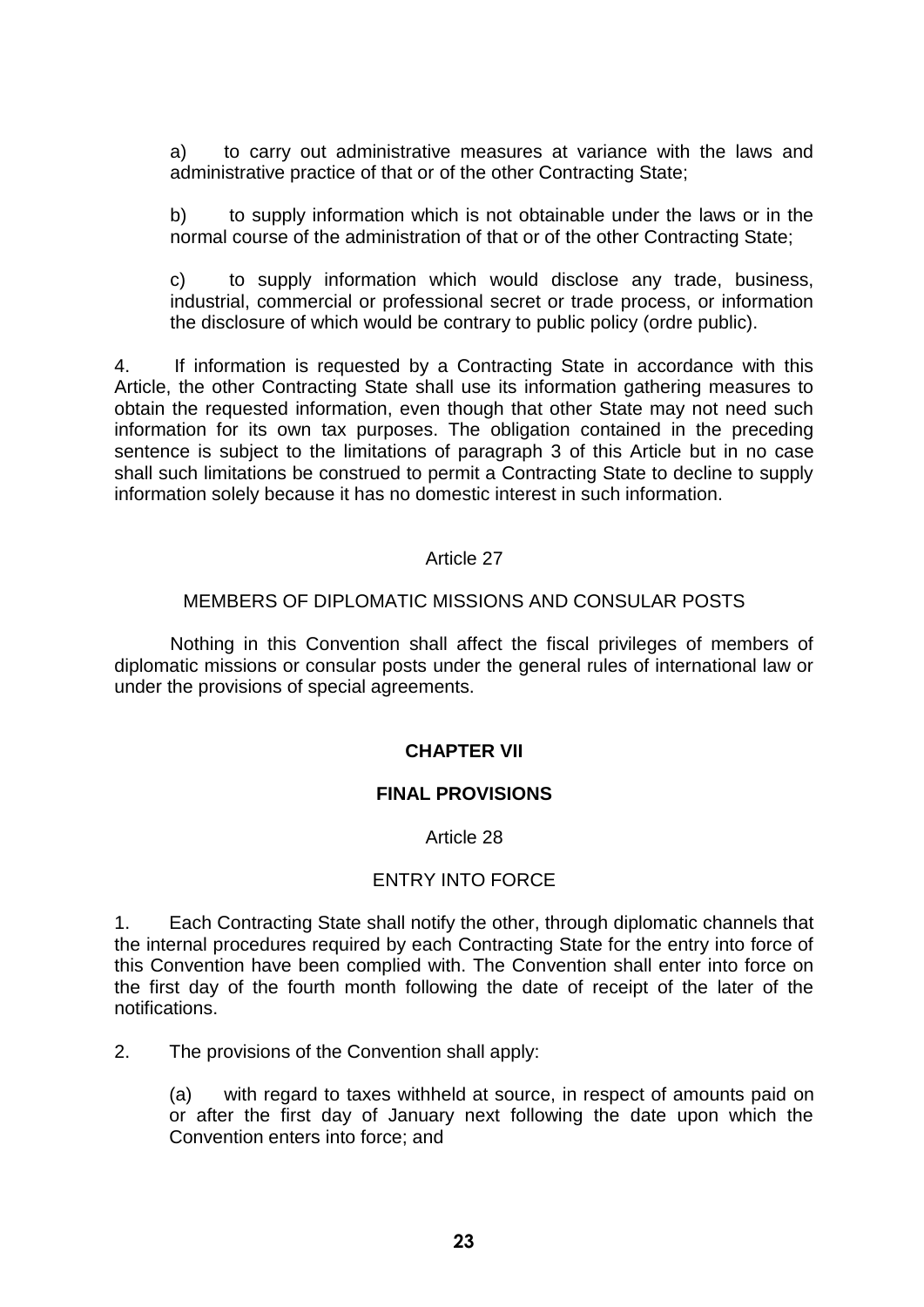a) to carry out administrative measures at variance with the laws and administrative practice of that or of the other Contracting State;

b) to supply information which is not obtainable under the laws or in the normal course of the administration of that or of the other Contracting State;

c) to supply information which would disclose any trade, business, industrial, commercial or professional secret or trade process, or information the disclosure of which would be contrary to public policy (ordre public).

4. If information is requested by a Contracting State in accordance with this Article, the other Contracting State shall use its information gathering measures to obtain the requested information, even though that other State may not need such information for its own tax purposes. The obligation contained in the preceding sentence is subject to the limitations of paragraph 3 of this Article but in no case shall such limitations be construed to permit a Contracting State to decline to supply information solely because it has no domestic interest in such information.

Article 27

MEMBERS OF DIPLOMATIC MISSIONS AND CONSULAR POSTS

Nothing in this Convention shall affect the fiscal privileges of members of diplomatic missions or consular posts under the general rules of international law or under the provisions of special agreements.

## CHAPTER VII

## FINAL PROVISIONS

Article 28

ENTRY INTO FORCE

1. Each Contracting State shall notify the other, through diplomatic channels that the internal procedures required by each Contracting State for the entry into force of this Convention have been complied with. The Convention shall enter into force on the first day of the fourth month following the date of receipt of the later of the notifications.

2. The provisions of the Convention shall apply:

(a) with regard to taxes withheld at source, in respect of amounts paid on or after the first day of January next following the date upon which the Convention enters into force; and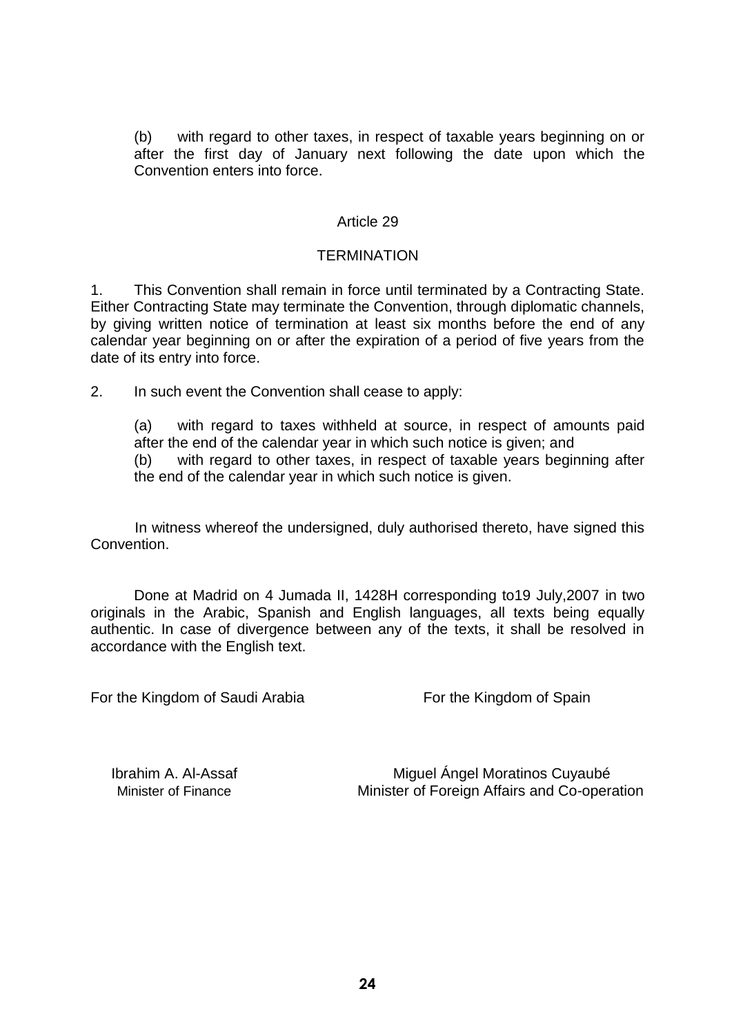(b) with regard to other taxes, in respect of taxable years beginning on or after the first day of January next following the date upon which the Convention enters into force.

Article 29

TERMINATION

1. This Convention shall remain in force until terminated by a Contracting State. Either Contracting State may terminate the Convention, through diplomatic channels, by giving written notice of termination at least six months before the end of any calendar year beginning on or after the expiration of a period of five years from the date of its entry into force.

2. In such event the Convention shall cease to apply:

(a) with regard to taxes withheld at source, in respect of amounts paid after the end of the calendar year in which such notice is given; and

(b) with regard to other taxes, in respect of taxable years beginning after the end of the calendar year in which such notice is given.

In witness whereof the undersigned, duly authorised thereto, have signed this Convention.

Done at Madrid on 4 Jumada II, 1428H corresponding to19 July,2007 in two originals in the Arabic, Spanish and English languages, all texts being equally authentic. In case of divergence between any of the texts, it shall be resolved in accordance with the English text.

| For the Kingdom of Saudi Arabia | For the Kingdom of Spain |
|---|---|
| Ibrahim A. Al-Assaf<br>Minister of Finance | Miguel Ángel Moratinos Cuyaubé<br>Minister of Foreign Affairs and Co-operation |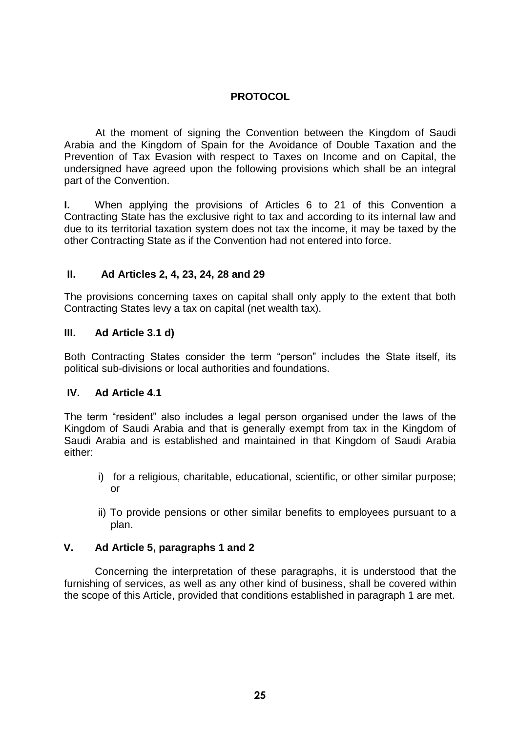# PROTOCOL

At the moment of signing the Convention between the Kingdom of Saudi Arabia and the Kingdom of Spain for the Avoidance of Double Taxation and the Prevention of Tax Evasion with respect to Taxes on Income and on Capital, the undersigned have agreed upon the following provisions which shall be an integral part of the Convention.

**I.** When applying the provisions of Articles 6 to 21 of this Convention a Contracting State has the exclusive right to tax and according to its internal law and due to its territorial taxation system does not tax the income, it may be taxed by the other Contracting State as if the Convention had not entered into force.

**II. Ad Articles 2, 4, 23, 24, 28 and 29**

The provisions concerning taxes on capital shall only apply to the extent that both Contracting States levy a tax on capital (net wealth tax).

**III. Ad Article 3.1 d)**

Both Contracting States consider the term "person" includes the State itself, its political sub-divisions or local authorities and foundations.

**IV. Ad Article 4.1**

The term "resident" also includes a legal person organised under the laws of the Kingdom of Saudi Arabia and that is generally exempt from tax in the Kingdom of Saudi Arabia and is established and maintained in that Kingdom of Saudi Arabia either:

i) for a religious, charitable, educational, scientific, or other similar purpose; or

ii) To provide pensions or other similar benefits to employees pursuant to a plan.

**V. Ad Article 5, paragraphs 1 and 2**

Concerning the interpretation of these paragraphs, it is understood that the furnishing of services, as well as any other kind of business, shall be covered within the scope of this Article, provided that conditions established in paragraph 1 are met.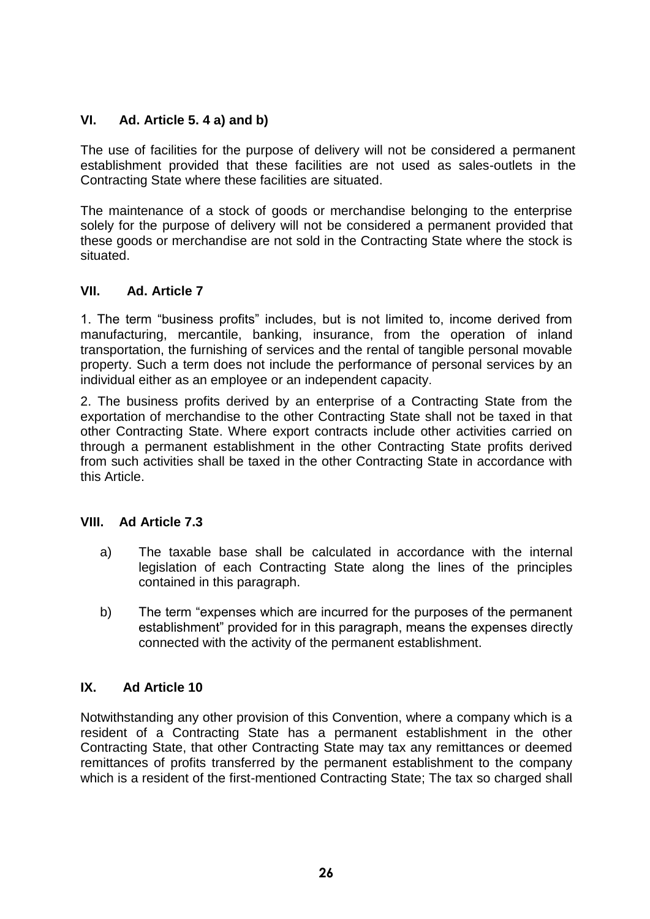### VI. Ad. Article 5. 4 a) and b)

The use of facilities for the purpose of delivery will not be considered a permanent establishment provided that these facilities are not used as sales-outlets in the Contracting State where these facilities are situated.

The maintenance of a stock of goods or merchandise belonging to the enterprise solely for the purpose of delivery will not be considered a permanent provided that these goods or merchandise are not sold in the Contracting State where the stock is situated.

### VII. Ad. Article 7

1. The term "business profits" includes, but is not limited to, income derived from manufacturing, mercantile, banking, insurance, from the operation of inland transportation, the furnishing of services and the rental of tangible personal movable property. Such a term does not include the performance of personal services by an individual either as an employee or an independent capacity.

2. The business profits derived by an enterprise of a Contracting State from the exportation of merchandise to the other Contracting State shall not be taxed in that other Contracting State. Where export contracts include other activities carried on through a permanent establishment in the other Contracting State profits derived from such activities shall be taxed in the other Contracting State in accordance with this Article.

### VIII. Ad Article 7.3

a) The taxable base shall be calculated in accordance with the internal legislation of each Contracting State along the lines of the principles contained in this paragraph.

b) The term "expenses which are incurred for the purposes of the permanent establishment" provided for in this paragraph, means the expenses directly connected with the activity of the permanent establishment.

### IX. Ad Article 10

Notwithstanding any other provision of this Convention, where a company which is a resident of a Contracting State has a permanent establishment in the other Contracting State, that other Contracting State may tax any remittances or deemed remittances of profits transferred by the permanent establishment to the company which is a resident of the first-mentioned Contracting State; The tax so charged shall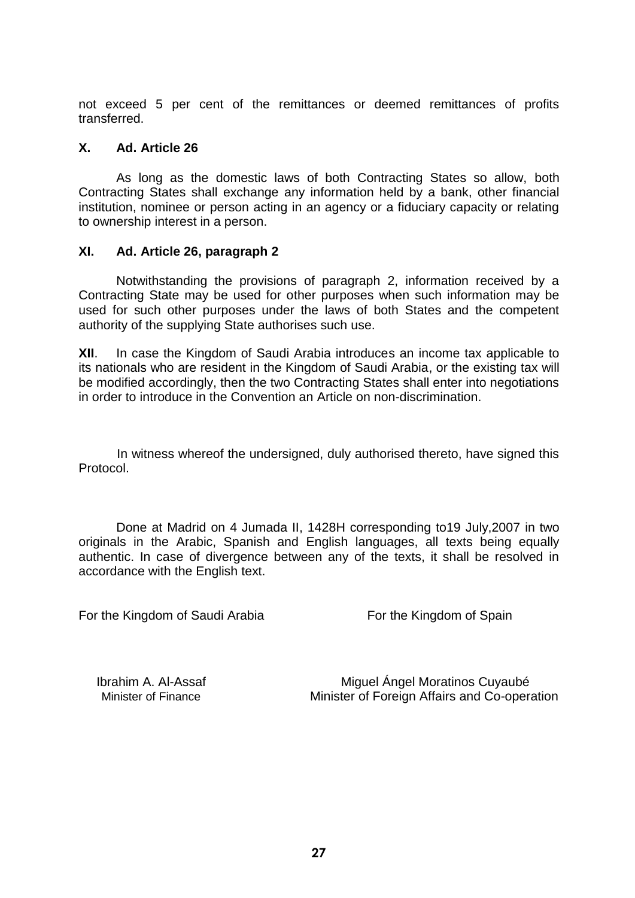not exceed 5 per cent of the remittances or deemed remittances of profits transferred.

**X. Ad. Article 26**

As long as the domestic laws of both Contracting States so allow, both Contracting States shall exchange any information held by a bank, other financial institution, nominee or person acting in an agency or a fiduciary capacity or relating to ownership interest in a person.

**XI. Ad. Article 26, paragraph 2**

Notwithstanding the provisions of paragraph 2, information received by a Contracting State may be used for other purposes when such information may be used for such other purposes under the laws of both States and the competent authority of the supplying State authorises such use.

**XII**. In case the Kingdom of Saudi Arabia introduces an income tax applicable to its nationals who are resident in the Kingdom of Saudi Arabia, or the existing tax will be modified accordingly, then the two Contracting States shall enter into negotiations in order to introduce in the Convention an Article on non-discrimination.

In witness whereof the undersigned, duly authorised thereto, have signed this Protocol.

Done at Madrid on 4 Jumada II, 1428H corresponding to19 July,2007 in two originals in the Arabic, Spanish and English languages, all texts being equally authentic. In case of divergence between any of the texts, it shall be resolved in accordance with the English text.

For the Kingdom of Saudi Arabia

Ibrahim A. Al-Assaf
Minister of Finance

For the Kingdom of Spain

Miguel Ángel Moratinos Cuyaubé
Minister of Foreign Affairs and Co-operation